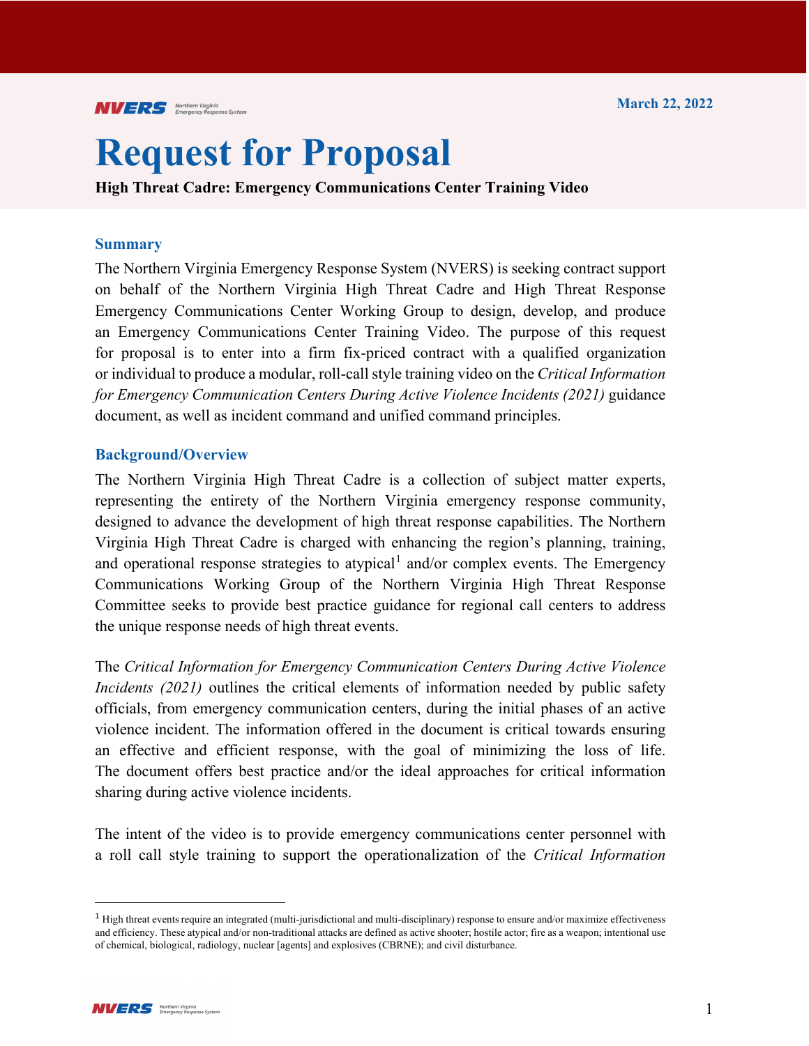March 22, 2022

# Request for Proposal

**High Threat Cadre: Emergency Communications Center Training Video**

## Summary

The Northern Virginia Emergency Response System (NVERS) is seeking contract support on behalf of the Northern Virginia High Threat Cadre and High Threat Response Emergency Communications Center Working Group to design, develop, and produce an Emergency Communications Center Training Video. The purpose of this request for proposal is to enter into a firm fix-priced contract with a qualified organization or individual to produce a modular, roll-call style training video on the *Critical Information for Emergency Communication Centers During Active Violence Incidents (2021)* guidance document, as well as incident command and unified command principles.

## Background/Overview

The Northern Virginia High Threat Cadre is a collection of subject matter experts, representing the entirety of the Northern Virginia emergency response community, designed to advance the development of high threat response capabilities. The Northern Virginia High Threat Cadre is charged with enhancing the region's planning, training, and operational response strategies to atypical[1] and/or complex events. The Emergency Communications Working Group of the Northern Virginia High Threat Response Committee seeks to provide best practice guidance for regional call centers to address the unique response needs of high threat events.

The *Critical Information for Emergency Communication Centers During Active Violence Incidents (2021)* outlines the critical elements of information needed by public safety officials, from emergency communication centers, during the initial phases of an active violence incident. The information offered in the document is critical towards ensuring an effective and efficient response, with the goal of minimizing the loss of life. The document offers best practice and/or the ideal approaches for critical information sharing during active violence incidents.

The intent of the video is to provide emergency communications center personnel with a roll call style training to support the operationalization of the *Critical Information*

[1] High threat events require an integrated (multi-jurisdictional and multi-disciplinary) response to ensure and/or maximize effectiveness and efficiency. These atypical and/or non-traditional attacks are defined as active shooter; hostile actor; fire as a weapon; intentional use of chemical, biological, radiology, nuclear [agents] and explosives (CBRNE); and civil disturbance.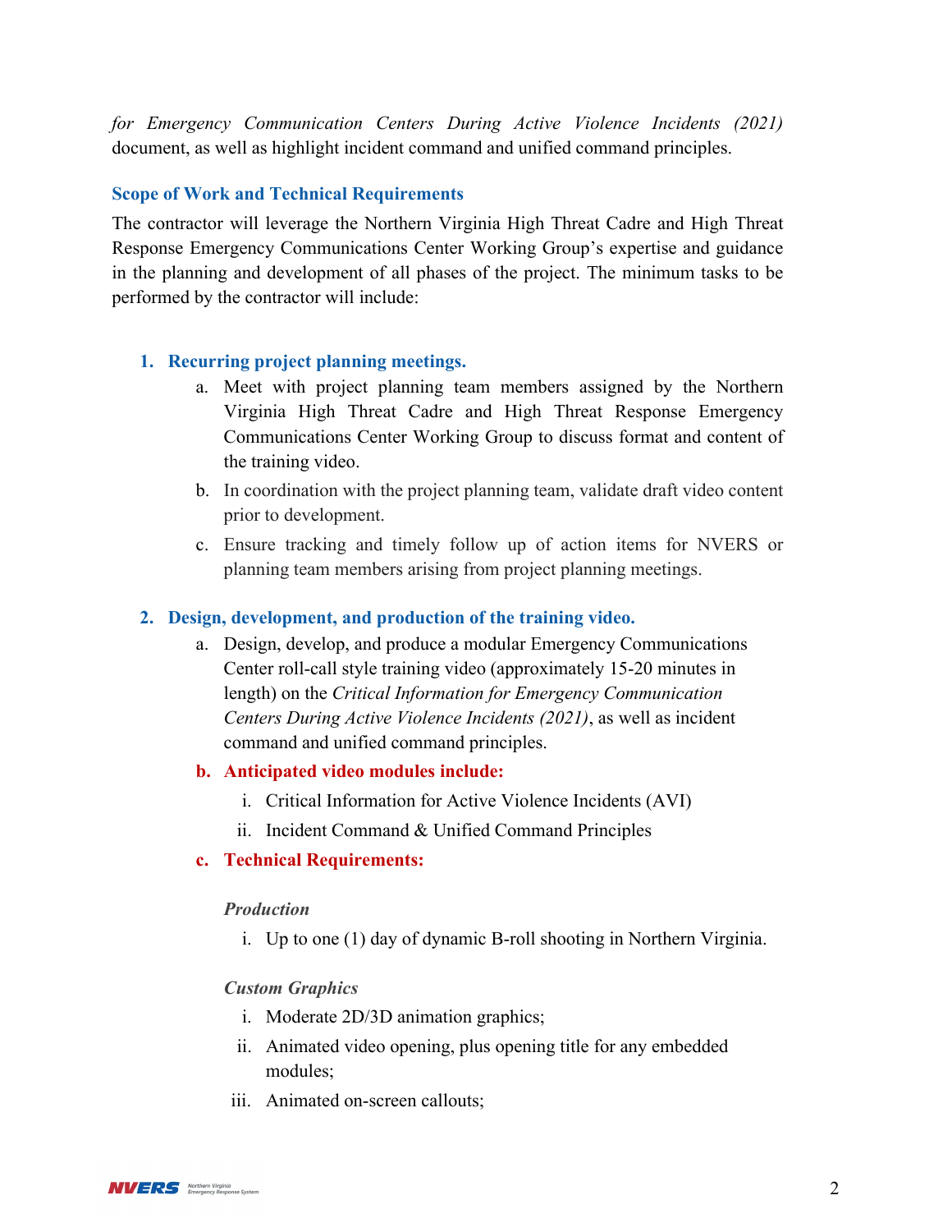*for Emergency Communication Centers During Active Violence Incidents (2021)* document, as well as highlight incident command and unified command principles.

## Scope of Work and Technical Requirements

The contractor will leverage the Northern Virginia High Threat Cadre and High Threat Response Emergency Communications Center Working Group's expertise and guidance in the planning and development of all phases of the project. The minimum tasks to be performed by the contractor will include:

1. **Recurring project planning meetings.**
   a. Meet with project planning team members assigned by the Northern Virginia High Threat Cadre and High Threat Response Emergency Communications Center Working Group to discuss format and content of the training video.
   b. In coordination with the project planning team, validate draft video content prior to development.
   c. Ensure tracking and timely follow up of action items for NVERS or planning team members arising from project planning meetings.

2. **Design, development, and production of the training video.**
   a. Design, develop, and produce a modular Emergency Communications Center roll-call style training video (approximately 15-20 minutes in length) on the *Critical Information for Emergency Communication Centers During Active Violence Incidents (2021)*, as well as incident command and unified command principles.
   b. **Anticipated video modules include:**
      i. Critical Information for Active Violence Incidents (AVI)
      ii. Incident Command & Unified Command Principles
   c. **Technical Requirements:**

      ***Production***

      i. Up to one (1) day of dynamic B-roll shooting in Northern Virginia.

      ***Custom Graphics***

      i. Moderate 2D/3D animation graphics;
      ii. Animated video opening, plus opening title for any embedded modules;
      iii. Animated on-screen callouts;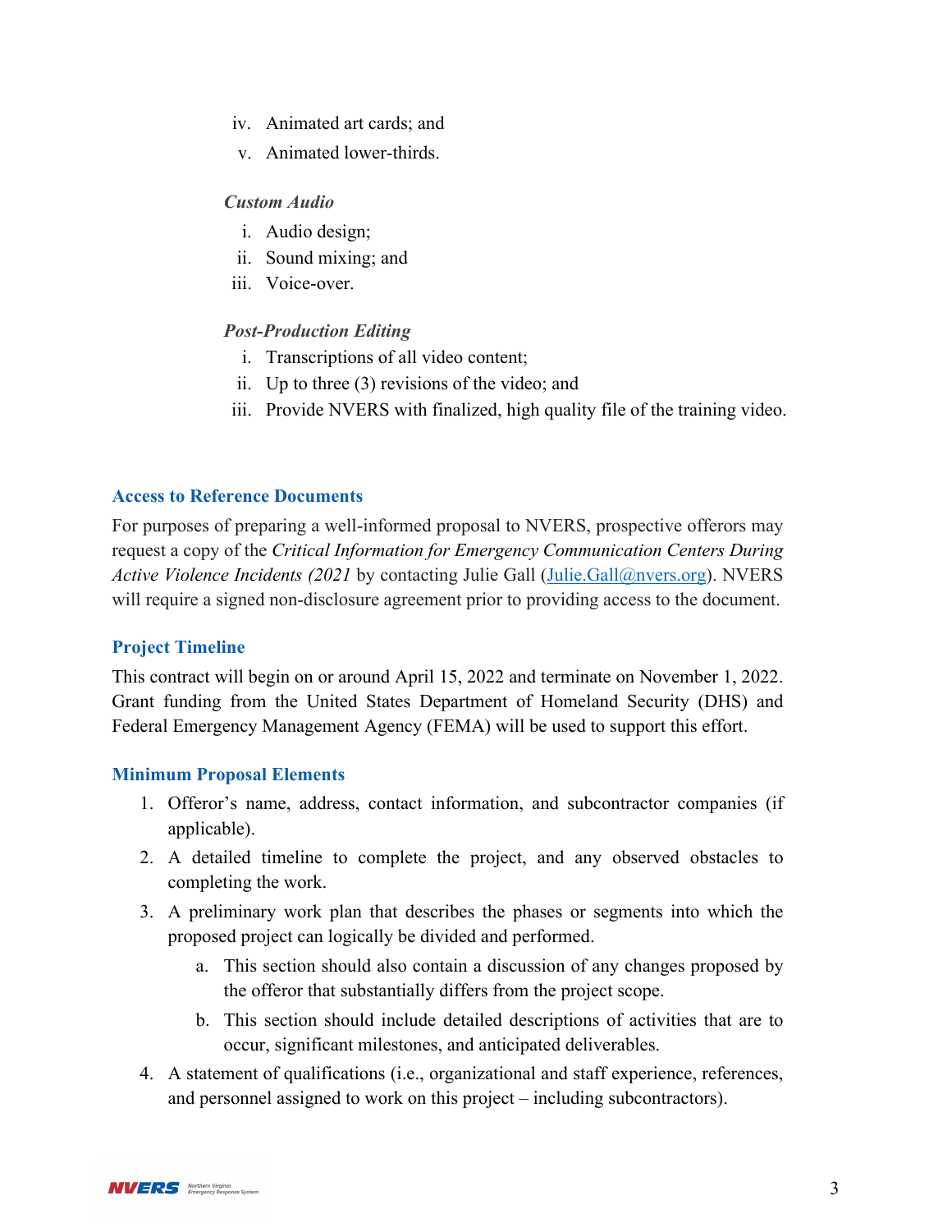iv. Animated art cards; and
v. Animated lower-thirds.

*Custom Audio*

i. Audio design;
ii. Sound mixing; and
iii. Voice-over.

*Post-Production Editing*

i. Transcriptions of all video content;
ii. Up to three (3) revisions of the video; and
iii. Provide NVERS with finalized, high quality file of the training video.

### Access to Reference Documents

For purposes of preparing a well-informed proposal to NVERS, prospective offerors may request a copy of the *Critical Information for Emergency Communication Centers During Active Violence Incidents (2021* by contacting Julie Gall (Julie.Gall@nvers.org). NVERS will require a signed non-disclosure agreement prior to providing access to the document.

### Project Timeline

This contract will begin on or around April 15, 2022 and terminate on November 1, 2022. Grant funding from the United States Department of Homeland Security (DHS) and Federal Emergency Management Agency (FEMA) will be used to support this effort.

### Minimum Proposal Elements

1. Offeror's name, address, contact information, and subcontractor companies (if applicable).
2. A detailed timeline to complete the project, and any observed obstacles to completing the work.
3. A preliminary work plan that describes the phases or segments into which the proposed project can logically be divided and performed.
   a. This section should also contain a discussion of any changes proposed by the offeror that substantially differs from the project scope.
   b. This section should include detailed descriptions of activities that are to occur, significant milestones, and anticipated deliverables.
4. A statement of qualifications (i.e., organizational and staff experience, references, and personnel assigned to work on this project – including subcontractors).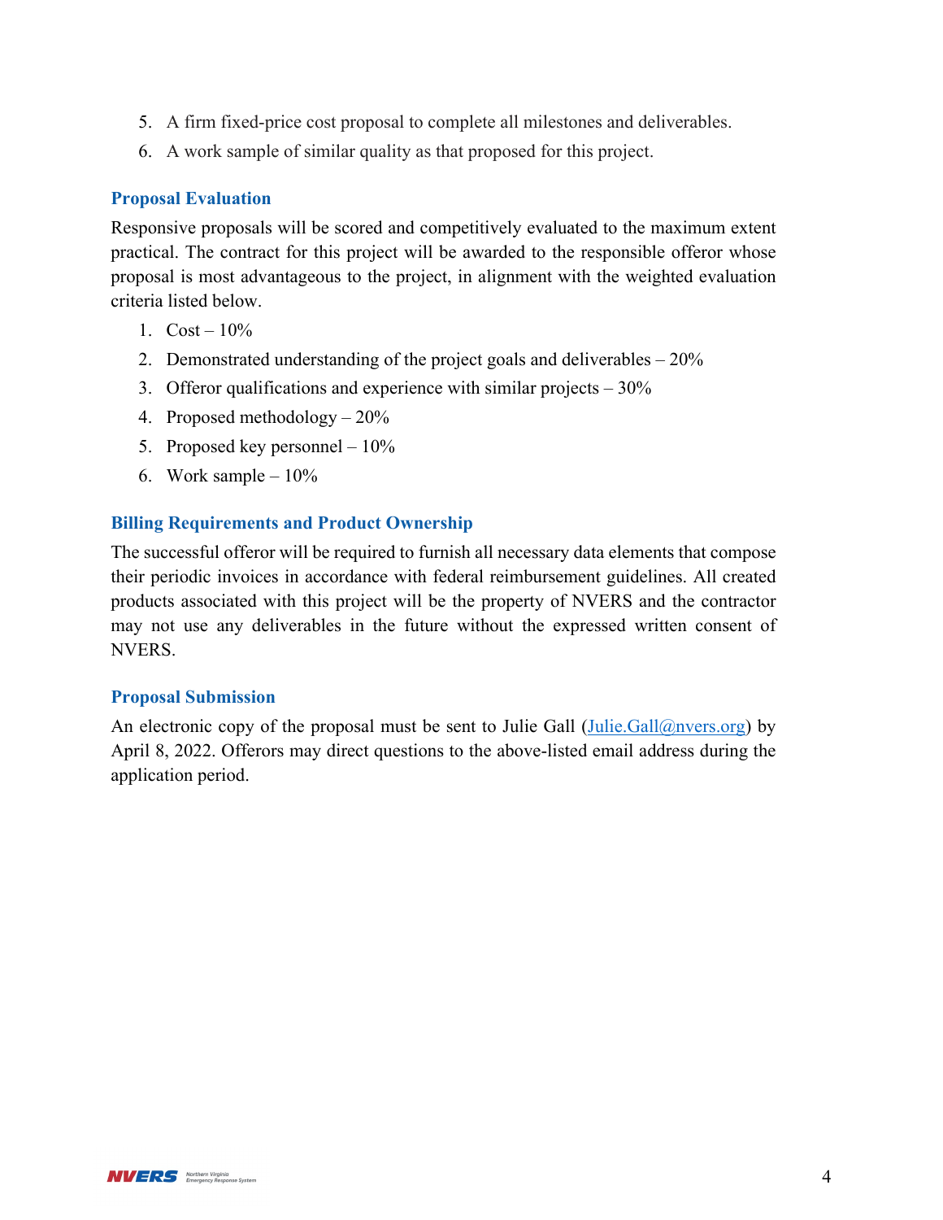5. A firm fixed-price cost proposal to complete all milestones and deliverables.
6. A work sample of similar quality as that proposed for this project.

## Proposal Evaluation

Responsive proposals will be scored and competitively evaluated to the maximum extent practical. The contract for this project will be awarded to the responsible offeror whose proposal is most advantageous to the project, in alignment with the weighted evaluation criteria listed below.

1. Cost – 10%
2. Demonstrated understanding of the project goals and deliverables – 20%
3. Offeror qualifications and experience with similar projects – 30%
4. Proposed methodology – 20%
5. Proposed key personnel – 10%
6. Work sample – 10%

## Billing Requirements and Product Ownership

The successful offeror will be required to furnish all necessary data elements that compose their periodic invoices in accordance with federal reimbursement guidelines. All created products associated with this project will be the property of NVERS and the contractor may not use any deliverables in the future without the expressed written consent of NVERS.

## Proposal Submission

An electronic copy of the proposal must be sent to Julie Gall (Julie.Gall@nvers.org) by April 8, 2022. Offerors may direct questions to the above-listed email address during the application period.